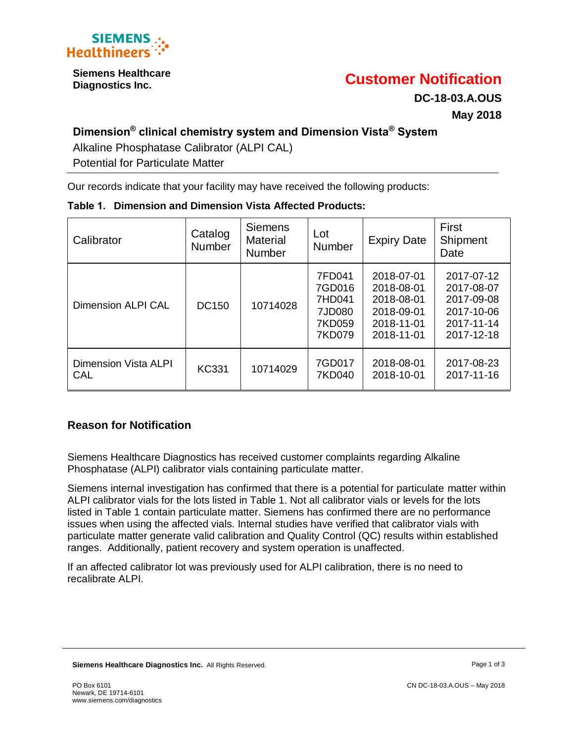**Siemens Healthcare Diagnostics Inc.**

# Customer Notification

**DC-18-03.A.OUS**

**May 2018**

## Dimension® clinical chemistry system and Dimension Vista® System

Alkaline Phosphatase Calibrator (ALPI CAL)

Potential for Particulate Matter

Our records indicate that your facility may have received the following products:

**Table 1. Dimension and Dimension Vista Affected Products:**

| Calibrator | Catalog Number | Siemens Material Number | Lot Number | Expiry Date | First Shipment Date |
|---|---|---|---|---|---|
| Dimension ALPI CAL | DC150 | 10714028 | 7FD041<br>7GD016<br>7HD041<br>7JD080<br>7KD059<br>7KD079 | 2018-07-01<br>2018-08-01<br>2018-08-01<br>2018-09-01<br>2018-11-01<br>2018-11-01 | 2017-07-12<br>2017-08-07<br>2017-09-08<br>2017-10-06<br>2017-11-14<br>2017-12-18 |
| Dimension Vista ALPI CAL | KC331 | 10714029 | 7GD017<br>7KD040 | 2018-08-01<br>2018-10-01 | 2017-08-23<br>2017-11-16 |

## Reason for Notification

Siemens Healthcare Diagnostics has received customer complaints regarding Alkaline Phosphatase (ALPI) calibrator vials containing particulate matter.

Siemens internal investigation has confirmed that there is a potential for particulate matter within ALPI calibrator vials for the lots listed in Table 1. Not all calibrator vials or levels for the lots listed in Table 1 contain particulate matter. Siemens has confirmed there are no performance issues when using the affected vials. Internal studies have verified that calibrator vials with particulate matter generate valid calibration and Quality Control (QC) results within established ranges. Additionally, patient recovery and system operation is unaffected.

If an affected calibrator lot was previously used for ALPI calibration, there is no need to recalibrate ALPI.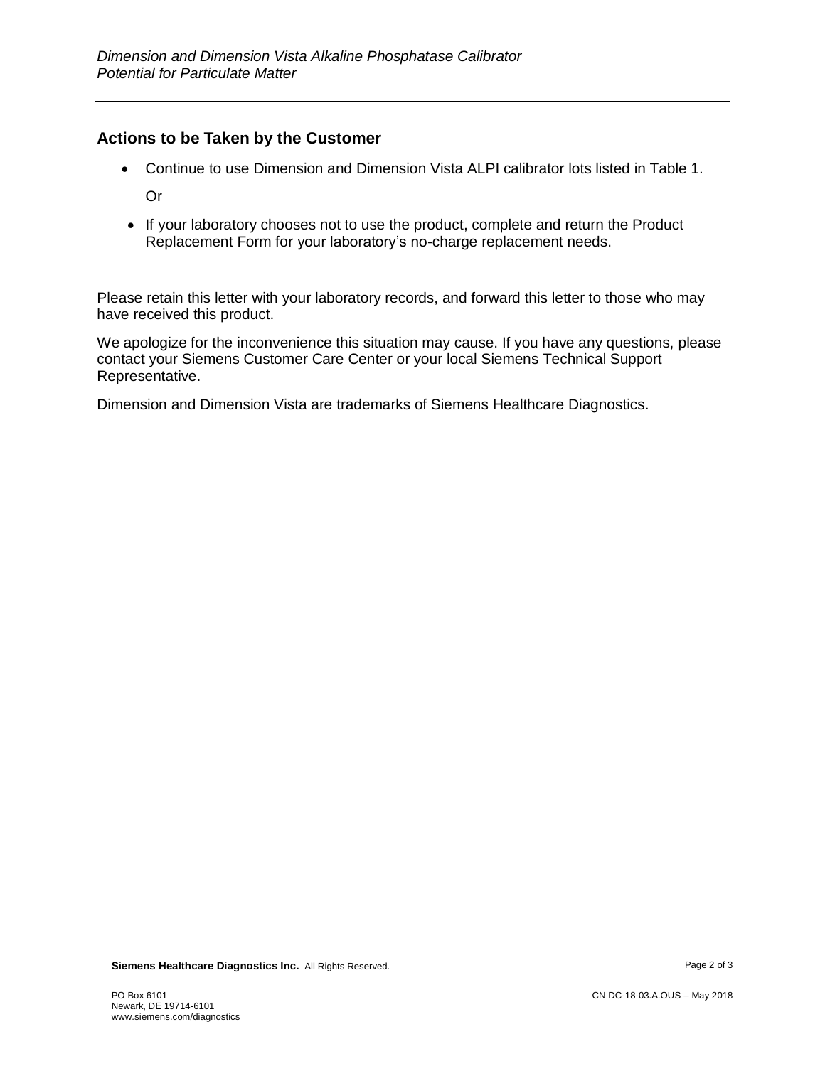## Actions to be Taken by the Customer

- Continue to use Dimension and Dimension Vista ALPI calibrator lots listed in Table 1.

  Or

- If your laboratory chooses not to use the product, complete and return the Product Replacement Form for your laboratory's no-charge replacement needs.

Please retain this letter with your laboratory records, and forward this letter to those who may have received this product.

We apologize for the inconvenience this situation may cause. If you have any questions, please contact your Siemens Customer Care Center or your local Siemens Technical Support Representative.

Dimension and Dimension Vista are trademarks of Siemens Healthcare Diagnostics.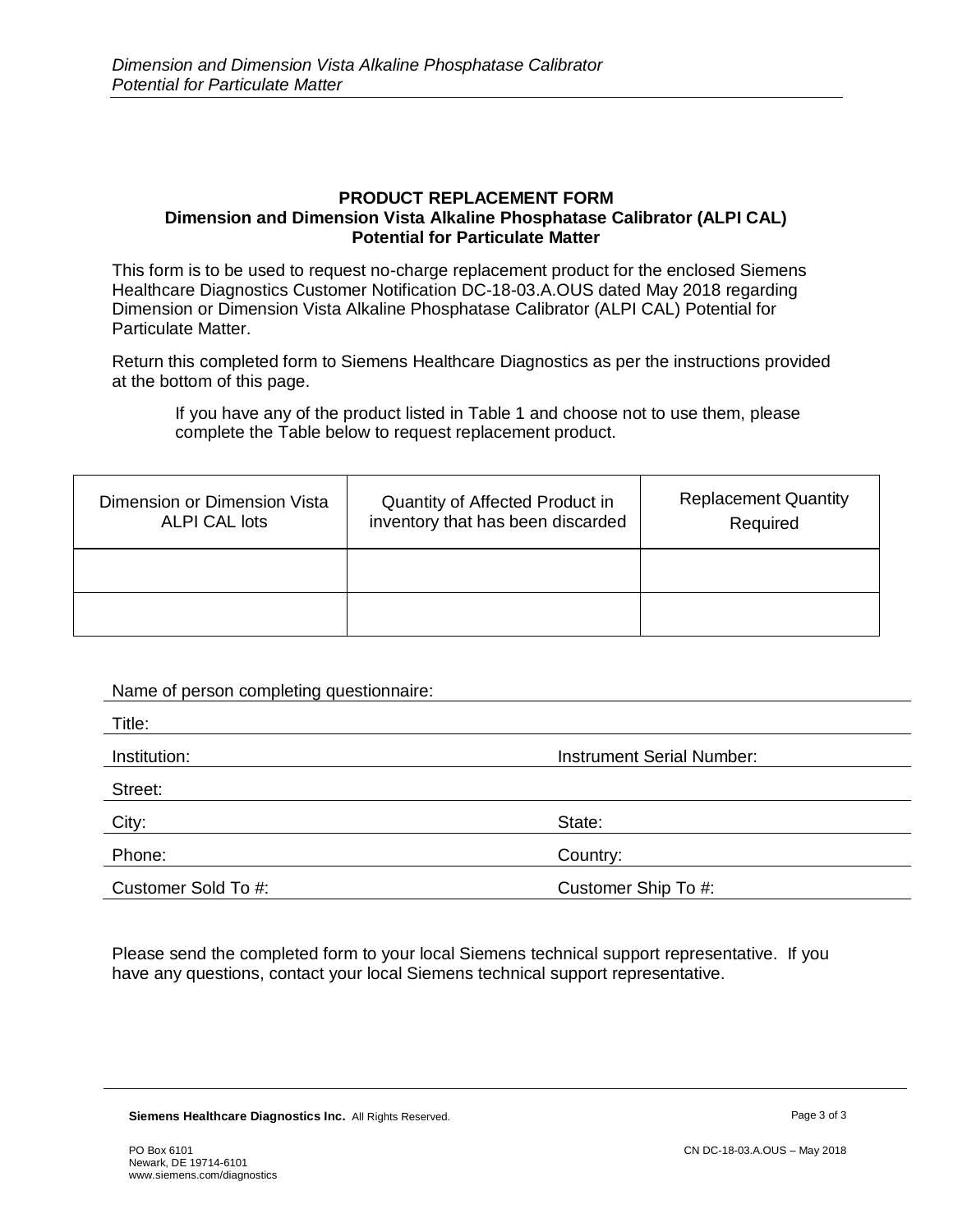**PRODUCT REPLACEMENT FORM**
**Dimension and Dimension Vista Alkaline Phosphatase Calibrator (ALPI CAL)**
**Potential for Particulate Matter**

This form is to be used to request no-charge replacement product for the enclosed Siemens Healthcare Diagnostics Customer Notification DC-18-03.A.OUS dated May 2018 regarding Dimension or Dimension Vista Alkaline Phosphatase Calibrator (ALPI CAL) Potential for Particulate Matter.

Return this completed form to Siemens Healthcare Diagnostics as per the instructions provided at the bottom of this page.

If you have any of the product listed in Table 1 and choose not to use them, please complete the Table below to request replacement product.

| Dimension or Dimension Vista ALPI CAL lots | Quantity of Affected Product in inventory that has been discarded | Replacement Quantity Required |
|---|---|---|
| | | |
| | | |

Name of person completing questionnaire:

Title:

Institution: Instrument Serial Number:

Street:

City: State:

Phone: Country:

Customer Sold To #: Customer Ship To #:

Please send the completed form to your local Siemens technical support representative. If you have any questions, contact your local Siemens technical support representative.

**Siemens Healthcare Diagnostics Inc.** All Rights Reserved.

PO Box 6101
Newark, DE 19714-6101
www.siemens.com/diagnostics

CN DC-18-03.A.OUS – May 2018